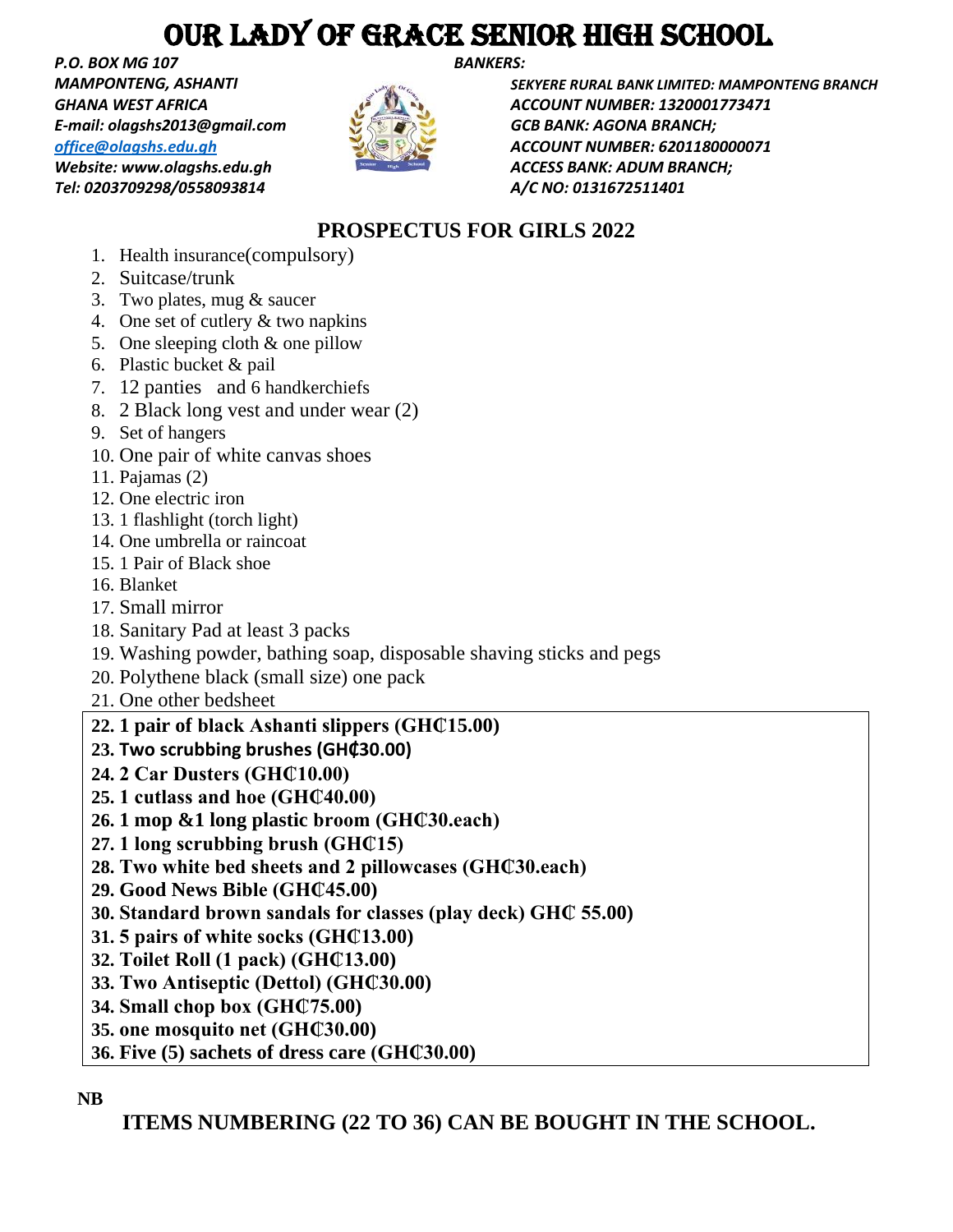# OUR LADY OF GRACE SENIOR HIGH SCHOOL

*P.O. BOX MG 107*
*MAMPONTENG, ASHANTI*
*GHANA WEST AFRICA*
*E-mail: olagshs2013@gmail.com*
*office@olagshs.edu.gh*
*Website: www.olagshs.edu.gh*
*Tel: 0203709298/0558093814*

*BANKERS:*
*SEKYERE RURAL BANK LIMITED: MAMPONTENG BRANCH*
*ACCOUNT NUMBER: 1320001773471*
*GCB BANK: AGONA BRANCH;*
*ACCOUNT NUMBER: 6201180000071*
*ACCESS BANK: ADUM BRANCH;*
*A/C NO: 0131672511401*

## PROSPECTUS FOR GIRLS 2022

1. Health insurance(compulsory)
2. Suitcase/trunk
3. Two plates, mug & saucer
4. One set of cutlery & two napkins
5. One sleeping cloth & one pillow
6. Plastic bucket & pail
7. 12 panties and 6 handkerchiefs
8. 2 Black long vest and under wear (2)
9. Set of hangers
10. One pair of white canvas shoes
11. Pajamas (2)
12. One electric iron
13. 1 flashlight (torch light)
14. One umbrella or raincoat
15. 1 Pair of Black shoe
16. Blanket
17. Small mirror
18. Sanitary Pad at least 3 packs
19. Washing powder, bathing soap, disposable shaving sticks and pegs
20. Polythene black (small size) one pack
21. One other bedsheet
22. **1 pair of black Ashanti slippers (GH₵15.00)**
23. **Two scrubbing brushes (GH₵30.00)**
24. **2 Car Dusters (GH₵10.00)**
25. **1 cutlass and hoe (GH₵40.00)**
26. **1 mop &1 long plastic broom (GH₵30.each)**
27. **1 long scrubbing brush (GH₵15)**
28. **Two white bed sheets and 2 pillowcases (GH₵30.each)**
29. **Good News Bible (GH₵45.00)**
30. **Standard brown sandals for classes (play deck) GH₵ 55.00)**
31. **5 pairs of white socks (GH₵13.00)**
32. **Toilet Roll (1 pack) (GH₵13.00)**
33. **Two Antiseptic (Dettol) (GH₵30.00)**
34. **Small chop box (GH₵75.00)**
35. **one mosquito net (GH₵30.00)**
36. **Five (5) sachets of dress care (GH₵30.00)**

**NB**

**ITEMS NUMBERING (22 TO 36) CAN BE BOUGHT IN THE SCHOOL.**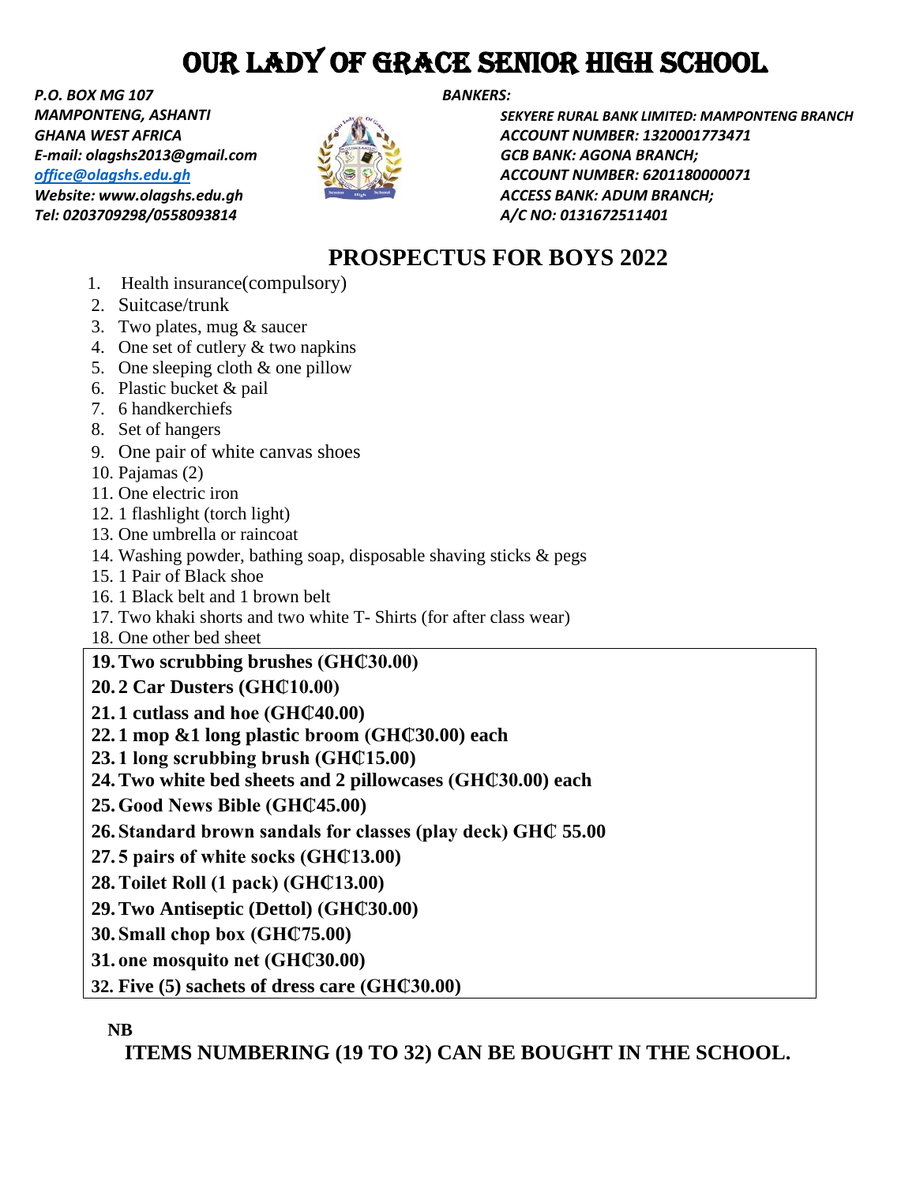# OUR LADY OF GRACE SENIOR HIGH SCHOOL

*P.O. BOX MG 107*
*MAMPONTENG, ASHANTI*
*GHANA WEST AFRICA*
*E-mail: olagshs2013@gmail.com*
*office@olagshs.edu.gh*
*Website: www.olagshs.edu.gh*
*Tel: 0203709298/0558093814*

*BANKERS:*
*SEKYERE RURAL BANK LIMITED: MAMPONTENG BRANCH*
*ACCOUNT NUMBER: 1320001773471*
*GCB BANK: AGONA BRANCH;*
*ACCOUNT NUMBER: 6201180000071*
*ACCESS BANK: ADUM BRANCH;*
*A/C NO: 0131672511401*

## PROSPECTUS FOR BOYS 2022

1. Health insurance(compulsory)
2. Suitcase/trunk
3. Two plates, mug & saucer
4. One set of cutlery & two napkins
5. One sleeping cloth & one pillow
6. Plastic bucket & pail
7. 6 handkerchiefs
8. Set of hangers
9. One pair of white canvas shoes
10. Pajamas (2)
11. One electric iron
12. 1 flashlight (torch light)
13. One umbrella or raincoat
14. Washing powder, bathing soap, disposable shaving sticks & pegs
15. 1 Pair of Black shoe
16. 1 Black belt and 1 brown belt
17. Two khaki shorts and two white T- Shirts (for after class wear)
18. One other bed sheet
19. **Two scrubbing brushes (GH₵30.00)**
20. **2 Car Dusters (GH₵10.00)**
21. **1 cutlass and hoe (GH₵40.00)**
22. **1 mop &1 long plastic broom (GH₵30.00) each**
23. **1 long scrubbing brush (GH₵15.00)**
24. **Two white bed sheets and 2 pillowcases (GH₵30.00) each**
25. **Good News Bible (GH₵45.00)**
26. **Standard brown sandals for classes (play deck) GH₵ 55.00**
27. **5 pairs of white socks (GH₵13.00)**
28. **Toilet Roll (1 pack) (GH₵13.00)**
29. **Two Antiseptic (Dettol) (GH₵30.00)**
30. **Small chop box (GH₵75.00)**
31. **one mosquito net (GH₵30.00)**
32. **Five (5) sachets of dress care (GH₵30.00)**

**NB**

**ITEMS NUMBERING (19 TO 32) CAN BE BOUGHT IN THE SCHOOL.**